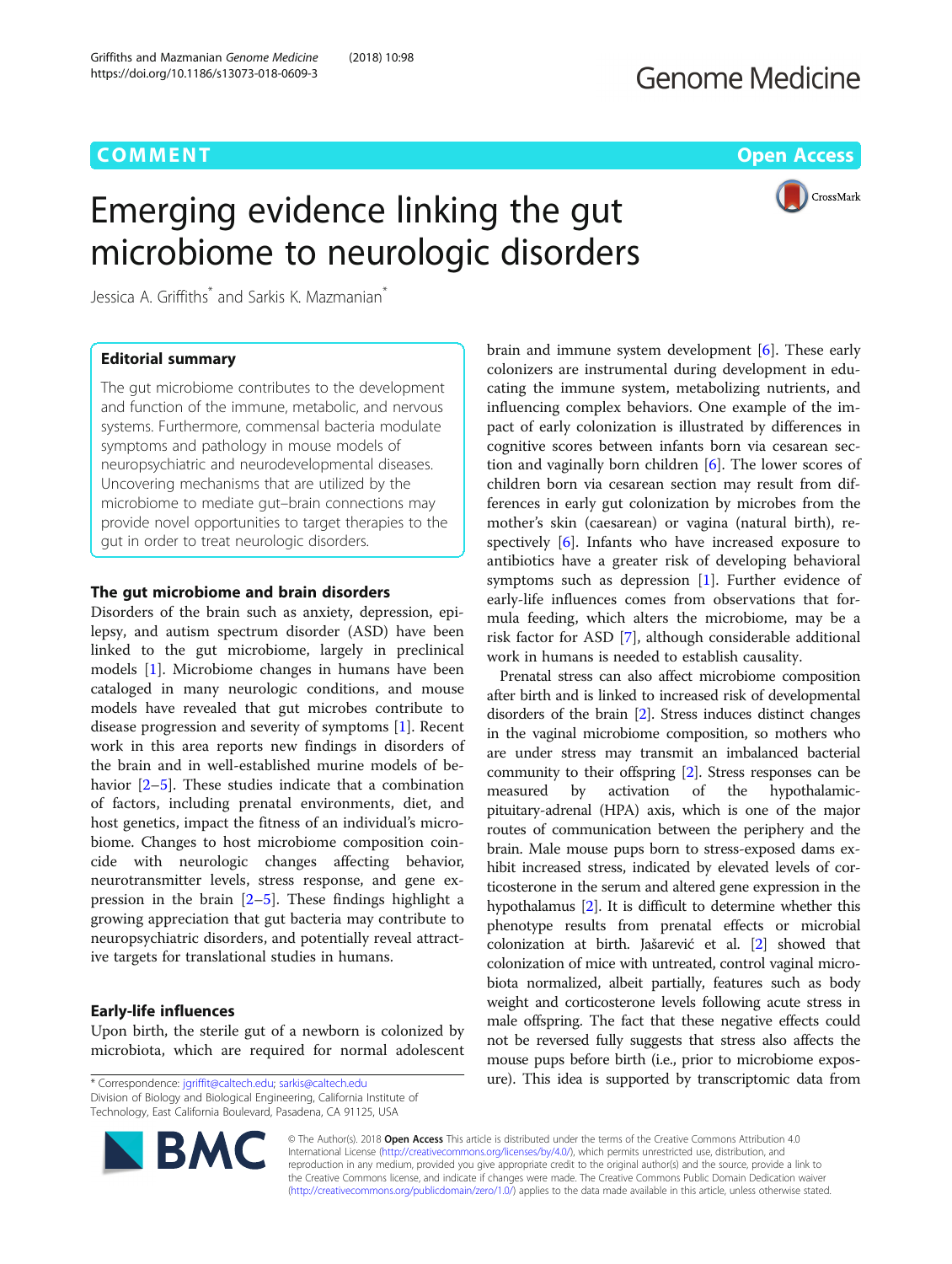COMMENT

Open Access

# Emerging evidence linking the gut microbiome to neurologic disorders

Jessica A. Griffiths* and Sarkis K. Mazmanian*

## Editorial summary

The gut microbiome contributes to the development and function of the immune, metabolic, and nervous systems. Furthermore, commensal bacteria modulate symptoms and pathology in mouse models of neuropsychiatric and neurodevelopmental diseases. Uncovering mechanisms that are utilized by the microbiome to mediate gut–brain connections may provide novel opportunities to target therapies to the gut in order to treat neurologic disorders.

## The gut microbiome and brain disorders

Disorders of the brain such as anxiety, depression, epilepsy, and autism spectrum disorder (ASD) have been linked to the gut microbiome, largely in preclinical models [1]. Microbiome changes in humans have been cataloged in many neurologic conditions, and mouse models have revealed that gut microbes contribute to disease progression and severity of symptoms [1]. Recent work in this area reports new findings in disorders of the brain and in well-established murine models of behavior [2–5]. These studies indicate that a combination of factors, including prenatal environments, diet, and host genetics, impact the fitness of an individual's microbiome. Changes to host microbiome composition coincide with neurologic changes affecting behavior, neurotransmitter levels, stress response, and gene expression in the brain [2–5]. These findings highlight a growing appreciation that gut bacteria may contribute to neuropsychiatric disorders, and potentially reveal attractive targets for translational studies in humans.

## Early-life influences

Upon birth, the sterile gut of a newborn is colonized by microbiota, which are required for normal adolescent brain and immune system development [6]. These early colonizers are instrumental during development in educating the immune system, metabolizing nutrients, and influencing complex behaviors. One example of the impact of early colonization is illustrated by differences in cognitive scores between infants born via cesarean section and vaginally born children [6]. The lower scores of children born via cesarean section may result from differences in early gut colonization by microbes from the mother's skin (caesarean) or vagina (natural birth), respectively [6]. Infants who have increased exposure to antibiotics have a greater risk of developing behavioral symptoms such as depression [1]. Further evidence of early-life influences comes from observations that formula feeding, which alters the microbiome, may be a risk factor for ASD [7], although considerable additional work in humans is needed to establish causality.

Prenatal stress can also affect microbiome composition after birth and is linked to increased risk of developmental disorders of the brain [2]. Stress induces distinct changes in the vaginal microbiome composition, so mothers who are under stress may transmit an imbalanced bacterial community to their offspring [2]. Stress responses can be measured by activation of the hypothalamic-pituitary-adrenal (HPA) axis, which is one of the major routes of communication between the periphery and the brain. Male mouse pups born to stress-exposed dams exhibit increased stress, indicated by elevated levels of corticosterone in the serum and altered gene expression in the hypothalamus [2]. It is difficult to determine whether this phenotype results from prenatal effects or microbial colonization at birth. Jašarević et al. [2] showed that colonization of mice with untreated, control vaginal microbiota normalized, albeit partially, features such as body weight and corticosterone levels following acute stress in male offspring. The fact that these negative effects could not be reversed fully suggests that stress also affects the mouse pups before birth (i.e., prior to microbiome exposure). This idea is supported by transcriptomic data from

\* Correspondence: jgriffit@caltech.edu; sarkis@caltech.edu
Division of Biology and Biological Engineering, California Institute of Technology, East California Boulevard, Pasadena, CA 91125, USA

© The Author(s). 2018 Open Access This article is distributed under the terms of the Creative Commons Attribution 4.0 International License (http://creativecommons.org/licenses/by/4.0/), which permits unrestricted use, distribution, and reproduction in any medium, provided you give appropriate credit to the original author(s) and the source, provide a link to the Creative Commons license, and indicate if changes were made. The Creative Commons Public Domain Dedication waiver (http://creativecommons.org/publicdomain/zero/1.0/) applies to the data made available in this article, unless otherwise stated.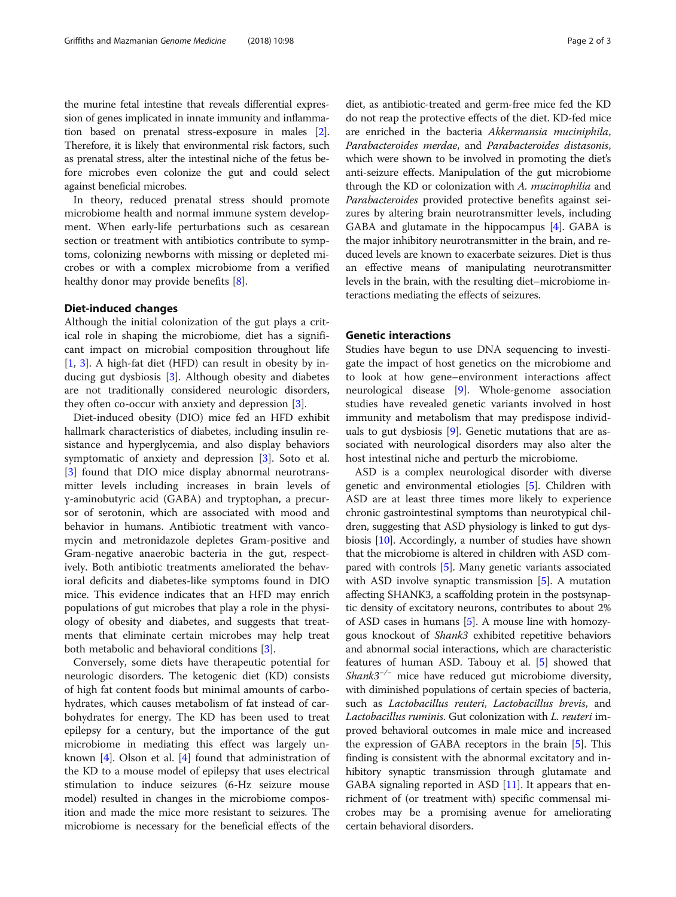the murine fetal intestine that reveals differential expression of genes implicated in innate immunity and inflammation based on prenatal stress-exposure in males [2]. Therefore, it is likely that environmental risk factors, such as prenatal stress, alter the intestinal niche of the fetus before microbes even colonize the gut and could select against beneficial microbes.

In theory, reduced prenatal stress should promote microbiome health and normal immune system development. When early-life perturbations such as cesarean section or treatment with antibiotics contribute to symptoms, colonizing newborns with missing or depleted microbes or with a complex microbiome from a verified healthy donor may provide benefits [8].

## Diet-induced changes

Although the initial colonization of the gut plays a critical role in shaping the microbiome, diet has a significant impact on microbial composition throughout life [1, 3]. A high-fat diet (HFD) can result in obesity by inducing gut dysbiosis [3]. Although obesity and diabetes are not traditionally considered neurologic disorders, they often co-occur with anxiety and depression [3].

Diet-induced obesity (DIO) mice fed an HFD exhibit hallmark characteristics of diabetes, including insulin resistance and hyperglycemia, and also display behaviors symptomatic of anxiety and depression [3]. Soto et al. [3] found that DIO mice display abnormal neurotransmitter levels including increases in brain levels of γ-aminobutyric acid (GABA) and tryptophan, a precursor of serotonin, which are associated with mood and behavior in humans. Antibiotic treatment with vancomycin and metronidazole depletes Gram-positive and Gram-negative anaerobic bacteria in the gut, respectively. Both antibiotic treatments ameliorated the behavioral deficits and diabetes-like symptoms found in DIO mice. This evidence indicates that an HFD may enrich populations of gut microbes that play a role in the physiology of obesity and diabetes, and suggests that treatments that eliminate certain microbes may help treat both metabolic and behavioral conditions [3].

Conversely, some diets have therapeutic potential for neurologic disorders. The ketogenic diet (KD) consists of high fat content foods but minimal amounts of carbohydrates, which causes metabolism of fat instead of carbohydrates for energy. The KD has been used to treat epilepsy for a century, but the importance of the gut microbiome in mediating this effect was largely unknown [4]. Olson et al. [4] found that administration of the KD to a mouse model of epilepsy that uses electrical stimulation to induce seizures (6-Hz seizure mouse model) resulted in changes in the microbiome composition and made the mice more resistant to seizures. The microbiome is necessary for the beneficial effects of the diet, as antibiotic-treated and germ-free mice fed the KD do not reap the protective effects of the diet. KD-fed mice are enriched in the bacteria *Akkermansia muciniphila*, *Parabacteroides merdae*, and *Parabacteroides distasonis*, which were shown to be involved in promoting the diet's anti-seizure effects. Manipulation of the gut microbiome through the KD or colonization with *A. mucinophilia* and *Parabacteroides* provided protective benefits against seizures by altering brain neurotransmitter levels, including GABA and glutamate in the hippocampus [4]. GABA is the major inhibitory neurotransmitter in the brain, and reduced levels are known to exacerbate seizures. Diet is thus an effective means of manipulating neurotransmitter levels in the brain, with the resulting diet–microbiome interactions mediating the effects of seizures.

## Genetic interactions

Studies have begun to use DNA sequencing to investigate the impact of host genetics on the microbiome and to look at how gene–environment interactions affect neurological disease [9]. Whole-genome association studies have revealed genetic variants involved in host immunity and metabolism that may predispose individuals to gut dysbiosis [9]. Genetic mutations that are associated with neurological disorders may also alter the host intestinal niche and perturb the microbiome.

ASD is a complex neurological disorder with diverse genetic and environmental etiologies [5]. Children with ASD are at least three times more likely to experience chronic gastrointestinal symptoms than neurotypical children, suggesting that ASD physiology is linked to gut dysbiosis [10]. Accordingly, a number of studies have shown that the microbiome is altered in children with ASD compared with controls [5]. Many genetic variants associated with ASD involve synaptic transmission [5]. A mutation affecting SHANK3, a scaffolding protein in the postsynaptic density of excitatory neurons, contributes to about 2% of ASD cases in humans [5]. A mouse line with homozygous knockout of *Shank3* exhibited repetitive behaviors and abnormal social interactions, which are characteristic features of human ASD. Tabouy et al. [5] showed that *Shank3*$^{-/-}$ mice have reduced gut microbiome diversity, with diminished populations of certain species of bacteria, such as *Lactobacillus reuteri*, *Lactobacillus brevis*, and *Lactobacillus ruminis*. Gut colonization with *L. reuteri* improved behavioral outcomes in male mice and increased the expression of GABA receptors in the brain [5]. This finding is consistent with the abnormal excitatory and inhibitory synaptic transmission through glutamate and GABA signaling reported in ASD [11]. It appears that enrichment of (or treatment with) specific commensal microbes may be a promising avenue for ameliorating certain behavioral disorders.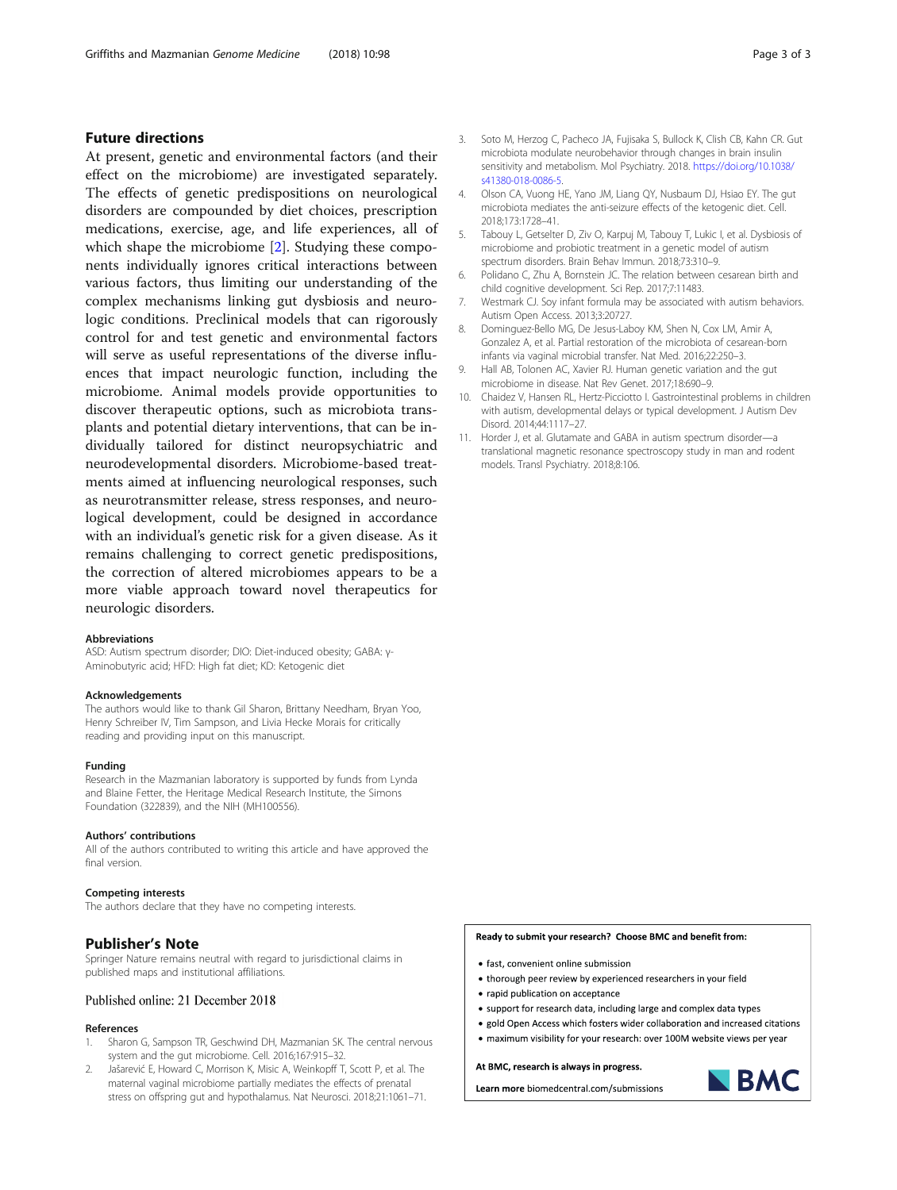## Future directions

At present, genetic and environmental factors (and their effect on the microbiome) are investigated separately. The effects of genetic predispositions on neurological disorders are compounded by diet choices, prescription medications, exercise, age, and life experiences, all of which shape the microbiome [2]. Studying these components individually ignores critical interactions between various factors, thus limiting our understanding of the complex mechanisms linking gut dysbiosis and neurologic conditions. Preclinical models that can rigorously control for and test genetic and environmental factors will serve as useful representations of the diverse influences that impact neurologic function, including the microbiome. Animal models provide opportunities to discover therapeutic options, such as microbiota transplants and potential dietary interventions, that can be individually tailored for distinct neuropsychiatric and neurodevelopmental disorders. Microbiome-based treatments aimed at influencing neurological responses, such as neurotransmitter release, stress responses, and neurological development, could be designed in accordance with an individual's genetic risk for a given disease. As it remains challenging to correct genetic predispositions, the correction of altered microbiomes appears to be a more viable approach toward novel therapeutics for neurologic disorders.

#### Abbreviations

ASD: Autism spectrum disorder; DIO: Diet-induced obesity; GABA: γ-Aminobutyric acid; HFD: High fat diet; KD: Ketogenic diet

#### Acknowledgements

The authors would like to thank Gil Sharon, Brittany Needham, Bryan Yoo, Henry Schreiber IV, Tim Sampson, and Livia Hecke Morais for critically reading and providing input on this manuscript.

#### Funding

Research in the Mazmanian laboratory is supported by funds from Lynda and Blaine Fetter, the Heritage Medical Research Institute, the Simons Foundation (322839), and the NIH (MH100556).

#### Authors' contributions

All of the authors contributed to writing this article and have approved the final version.

#### Competing interests

The authors declare that they have no competing interests.

## Publisher's Note

Springer Nature remains neutral with regard to jurisdictional claims in published maps and institutional affiliations.

Published online: 21 December 2018

#### References

1. Sharon G, Sampson TR, Geschwind DH, Mazmanian SK. The central nervous system and the gut microbiome. Cell. 2016;167:915–32.
2. Jašarević E, Howard C, Morrison K, Misic A, Weinkopff T, Scott P, et al. The maternal vaginal microbiome partially mediates the effects of prenatal stress on offspring gut and hypothalamus. Nat Neurosci. 2018;21:1061–71.
3. Soto M, Herzog C, Pacheco JA, Fujisaka S, Bullock K, Clish CB, Kahn CR. Gut microbiota modulate neurobehavior through changes in brain insulin sensitivity and metabolism. Mol Psychiatry. 2018. https://doi.org/10.1038/s41380-018-0086-5.
4. Olson CA, Vuong HE, Yano JM, Liang QY, Nusbaum DJ, Hsiao EY. The gut microbiota mediates the anti-seizure effects of the ketogenic diet. Cell. 2018;173:1728–41.
5. Tabouy L, Getselter D, Ziv O, Karpuj M, Tabouy T, Lukic I, et al. Dysbiosis of microbiome and probiotic treatment in a genetic model of autism spectrum disorders. Brain Behav Immun. 2018;73:310–9.
6. Polidano C, Zhu A, Bornstein JC. The relation between cesarean birth and child cognitive development. Sci Rep. 2017;7:11483.
7. Westmark CJ. Soy infant formula may be associated with autism behaviors. Autism Open Access. 2013;3:20727.
8. Dominguez-Bello MG, De Jesus-Laboy KM, Shen N, Cox LM, Amir A, Gonzalez A, et al. Partial restoration of the microbiota of cesarean-born infants via vaginal microbial transfer. Nat Med. 2016;22:250–3.
9. Hall AB, Tolonen AC, Xavier RJ. Human genetic variation and the gut microbiome in disease. Nat Rev Genet. 2017;18:690–9.
10. Chaidez V, Hansen RL, Hertz-Picciotto I. Gastrointestinal problems in children with autism, developmental delays or typical development. J Autism Dev Disord. 2014;44:1117–27.
11. Horder J, et al. Glutamate and GABA in autism spectrum disorder—a translational magnetic resonance spectroscopy study in man and rodent models. Transl Psychiatry. 2018;8:106.

**Ready to submit your research? Choose BMC and benefit from:**

- fast, convenient online submission
- thorough peer review by experienced researchers in your field
- rapid publication on acceptance
- support for research data, including large and complex data types
- gold Open Access which fosters wider collaboration and increased citations
- maximum visibility for your research: over 100M website views per year

**At BMC, research is always in progress.**

**Learn more** biomedcentral.com/submissions

BMC